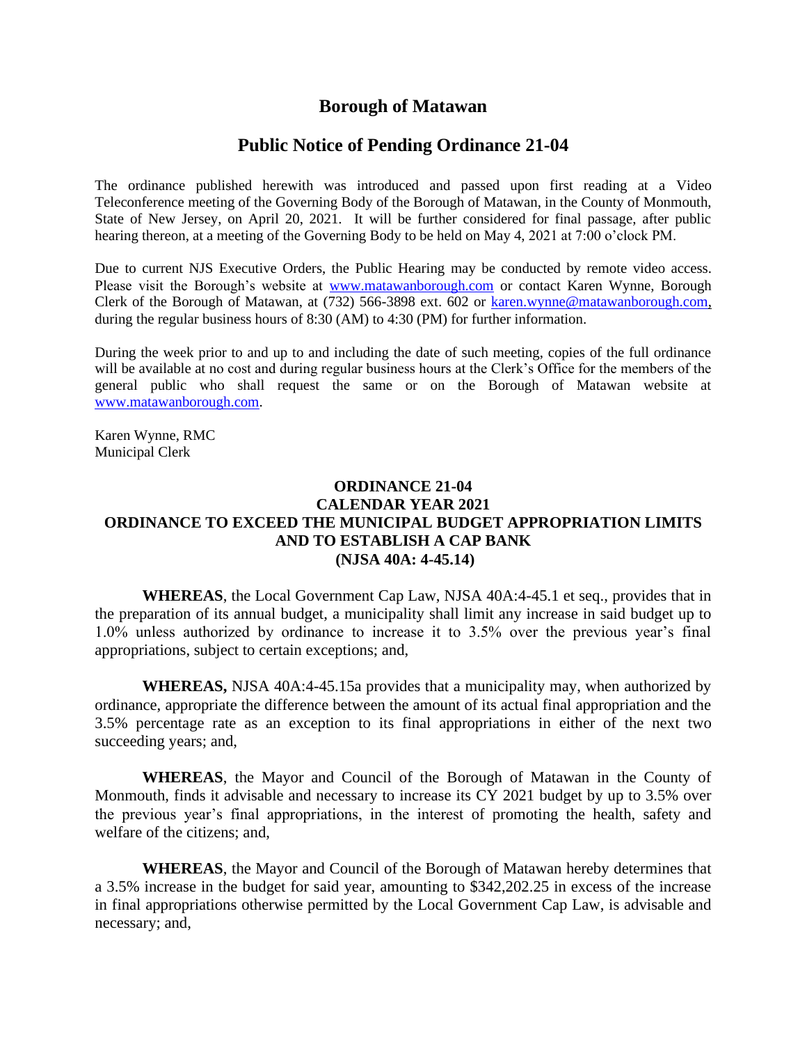# Borough of Matawan

## Public Notice of Pending Ordinance 21-04

The ordinance published herewith was introduced and passed upon first reading at a Video Teleconference meeting of the Governing Body of the Borough of Matawan, in the County of Monmouth, State of New Jersey, on April 20, 2021. It will be further considered for final passage, after public hearing thereon, at a meeting of the Governing Body to be held on May 4, 2021 at 7:00 o'clock PM.

Due to current NJS Executive Orders, the Public Hearing may be conducted by remote video access. Please visit the Borough's website at www.matawanborough.com or contact Karen Wynne, Borough Clerk of the Borough of Matawan, at (732) 566-3898 ext. 602 or karen.wynne@matawanborough.com, during the regular business hours of 8:30 (AM) to 4:30 (PM) for further information.

During the week prior to and up to and including the date of such meeting, copies of the full ordinance will be available at no cost and during regular business hours at the Clerk's Office for the members of the general public who shall request the same or on the Borough of Matawan website at www.matawanborough.com.

Karen Wynne, RMC
Municipal Clerk

### ORDINANCE 21-04
### CALENDAR YEAR 2021
### ORDINANCE TO EXCEED THE MUNICIPAL BUDGET APPROPRIATION LIMITS AND TO ESTABLISH A CAP BANK
### (NJSA 40A: 4-45.14)

**WHEREAS**, the Local Government Cap Law, NJSA 40A:4-45.1 et seq., provides that in the preparation of its annual budget, a municipality shall limit any increase in said budget up to 1.0% unless authorized by ordinance to increase it to 3.5% over the previous year's final appropriations, subject to certain exceptions; and,

**WHEREAS,** NJSA 40A:4-45.15a provides that a municipality may, when authorized by ordinance, appropriate the difference between the amount of its actual final appropriation and the 3.5% percentage rate as an exception to its final appropriations in either of the next two succeeding years; and,

**WHEREAS**, the Mayor and Council of the Borough of Matawan in the County of Monmouth, finds it advisable and necessary to increase its CY 2021 budget by up to 3.5% over the previous year's final appropriations, in the interest of promoting the health, safety and welfare of the citizens; and,

**WHEREAS**, the Mayor and Council of the Borough of Matawan hereby determines that a 3.5% increase in the budget for said year, amounting to $342,202.25 in excess of the increase in final appropriations otherwise permitted by the Local Government Cap Law, is advisable and necessary; and,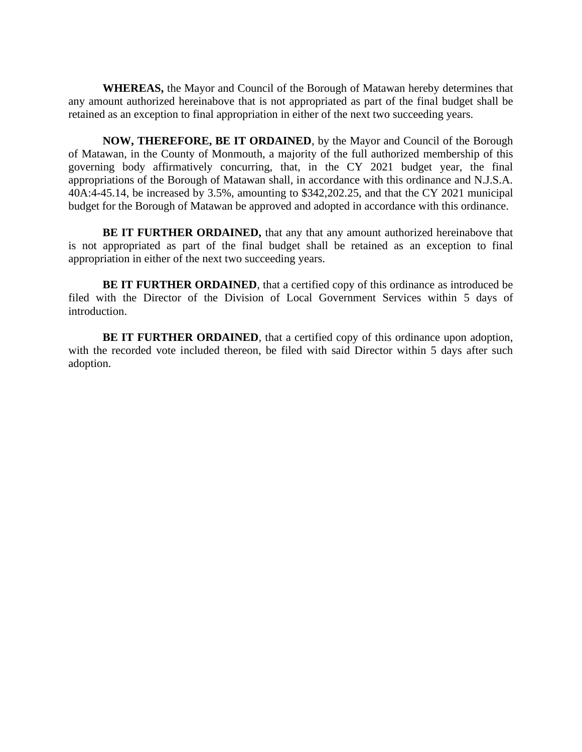**WHEREAS,** the Mayor and Council of the Borough of Matawan hereby determines that any amount authorized hereinabove that is not appropriated as part of the final budget shall be retained as an exception to final appropriation in either of the next two succeeding years.

**NOW, THEREFORE, BE IT ORDAINED**, by the Mayor and Council of the Borough of Matawan, in the County of Monmouth, a majority of the full authorized membership of this governing body affirmatively concurring, that, in the CY 2021 budget year, the final appropriations of the Borough of Matawan shall, in accordance with this ordinance and N.J.S.A. 40A:4-45.14, be increased by 3.5%, amounting to $342,202.25, and that the CY 2021 municipal budget for the Borough of Matawan be approved and adopted in accordance with this ordinance.

**BE IT FURTHER ORDAINED,** that any that any amount authorized hereinabove that is not appropriated as part of the final budget shall be retained as an exception to final appropriation in either of the next two succeeding years.

**BE IT FURTHER ORDAINED**, that a certified copy of this ordinance as introduced be filed with the Director of the Division of Local Government Services within 5 days of introduction.

**BE IT FURTHER ORDAINED**, that a certified copy of this ordinance upon adoption, with the recorded vote included thereon, be filed with said Director within 5 days after such adoption.